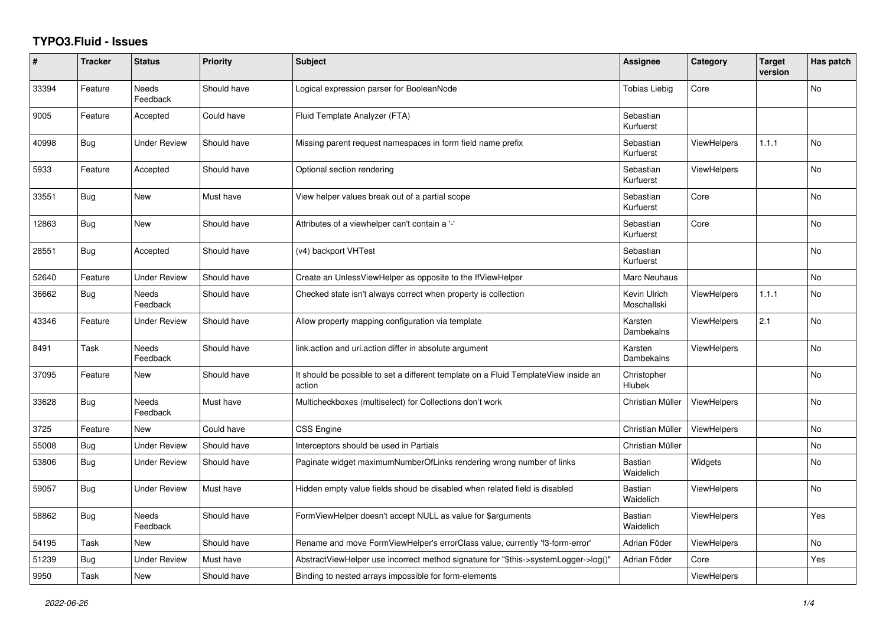# TYPO3.Fluid - Issues

| # | Tracker | Status | Priority | Subject | Assignee | Category | Target version | Has patch |
|---|---|---|---|---|---|---|---|---|
| 33394 | Feature | Needs Feedback | Should have | Logical expression parser for BooleanNode | Tobias Liebig | Core | | No |
| 9005 | Feature | Accepted | Could have | Fluid Template Analyzer (FTA) | Sebastian Kurfuerst | | | |
| 40998 | Bug | Under Review | Should have | Missing parent request namespaces in form field name prefix | Sebastian Kurfuerst | ViewHelpers | 1.1.1 | No |
| 5933 | Feature | Accepted | Should have | Optional section rendering | Sebastian Kurfuerst | ViewHelpers | | No |
| 33551 | Bug | New | Must have | View helper values break out of a partial scope | Sebastian Kurfuerst | Core | | No |
| 12863 | Bug | New | Should have | Attributes of a viewhelper can't contain a '-' | Sebastian Kurfuerst | Core | | No |
| 28551 | Bug | Accepted | Should have | (v4) backport VHTest | Sebastian Kurfuerst | | | No |
| 52640 | Feature | Under Review | Should have | Create an UnlessViewHelper as opposite to the IfViewHelper | Marc Neuhaus | | | No |
| 36662 | Bug | Needs Feedback | Should have | Checked state isn't always correct when property is collection | Kevin Ulrich Moschallski | ViewHelpers | 1.1.1 | No |
| 43346 | Feature | Under Review | Should have | Allow property mapping configuration via template | Karsten Dambekalns | ViewHelpers | 2.1 | No |
| 8491 | Task | Needs Feedback | Should have | link.action and uri.action differ in absolute argument | Karsten Dambekalns | ViewHelpers | | No |
| 37095 | Feature | New | Should have | It should be possible to set a different template on a Fluid TemplateView inside an action | Christopher Hlubek | | | No |
| 33628 | Bug | Needs Feedback | Must have | Multicheckboxes (multiselect) for Collections don't work | Christian Müller | ViewHelpers | | No |
| 3725 | Feature | New | Could have | CSS Engine | Christian Müller | ViewHelpers | | No |
| 55008 | Bug | Under Review | Should have | Interceptors should be used in Partials | Christian Müller | | | No |
| 53806 | Bug | Under Review | Should have | Paginate widget maximumNumberOfLinks rendering wrong number of links | Bastian Waidelich | Widgets | | No |
| 59057 | Bug | Under Review | Must have | Hidden empty value fields shoud be disabled when related field is disabled | Bastian Waidelich | ViewHelpers | | No |
| 58862 | Bug | Needs Feedback | Should have | FormViewHelper doesn't accept NULL as value for $arguments | Bastian Waidelich | ViewHelpers | | Yes |
| 54195 | Task | New | Should have | Rename and move FormViewHelper's errorClass value, currently 'f3-form-error' | Adrian Föder | ViewHelpers | | No |
| 51239 | Bug | Under Review | Must have | AbstractViewHelper use incorrect method signature for "$this->systemLogger->log()" | Adrian Föder | Core | | Yes |
| 9950 | Task | New | Should have | Binding to nested arrays impossible for form-elements | | ViewHelpers | | |

*2022-06-26*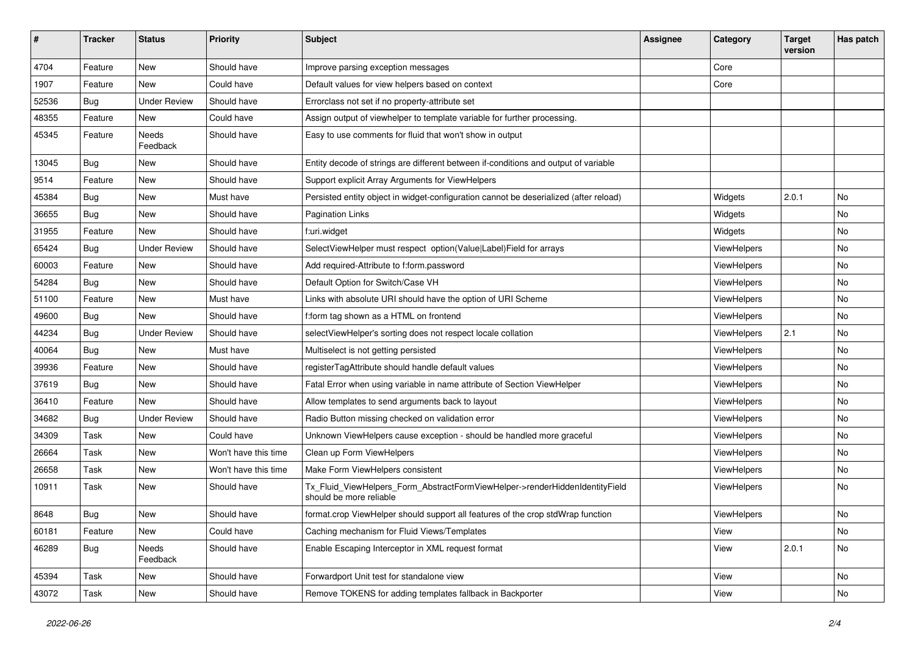| # | Tracker | Status | Priority | Subject | Assignee | Category | Target version | Has patch |
|---|---|---|---|---|---|---|---|---|
| 4704 | Feature | New | Should have | Improve parsing exception messages | | Core | | |
| 1907 | Feature | New | Could have | Default values for view helpers based on context | | Core | | |
| 52536 | Bug | Under Review | Should have | Errorclass not set if no property-attribute set | | | | |
| 48355 | Feature | New | Could have | Assign output of viewhelper to template variable for further processing. | | | | |
| 45345 | Feature | Needs Feedback | Should have | Easy to use comments for fluid that won't show in output | | | | |
| 13045 | Bug | New | Should have | Entity decode of strings are different between if-conditions and output of variable | | | | |
| 9514 | Feature | New | Should have | Support explicit Array Arguments for ViewHelpers | | | | |
| 45384 | Bug | New | Must have | Persisted entity object in widget-configuration cannot be deserialized (after reload) | | Widgets | 2.0.1 | No |
| 36655 | Bug | New | Should have | Pagination Links | | Widgets | | No |
| 31955 | Feature | New | Should have | f:uri.widget | | Widgets | | No |
| 65424 | Bug | Under Review | Should have | SelectViewHelper must respect option(Value\|Label)Field for arrays | | ViewHelpers | | No |
| 60003 | Feature | New | Should have | Add required-Attribute to f:form.password | | ViewHelpers | | No |
| 54284 | Bug | New | Should have | Default Option for Switch/Case VH | | ViewHelpers | | No |
| 51100 | Feature | New | Must have | Links with absolute URI should have the option of URI Scheme | | ViewHelpers | | No |
| 49600 | Bug | New | Should have | f:form tag shown as a HTML on frontend | | ViewHelpers | | No |
| 44234 | Bug | Under Review | Should have | selectViewHelper's sorting does not respect locale collation | | ViewHelpers | 2.1 | No |
| 40064 | Bug | New | Must have | Multiselect is not getting persisted | | ViewHelpers | | No |
| 39936 | Feature | New | Should have | registerTagAttribute should handle default values | | ViewHelpers | | No |
| 37619 | Bug | New | Should have | Fatal Error when using variable in name attribute of Section ViewHelper | | ViewHelpers | | No |
| 36410 | Feature | New | Should have | Allow templates to send arguments back to layout | | ViewHelpers | | No |
| 34682 | Bug | Under Review | Should have | Radio Button missing checked on validation error | | ViewHelpers | | No |
| 34309 | Task | New | Could have | Unknown ViewHelpers cause exception - should be handled more graceful | | ViewHelpers | | No |
| 26664 | Task | New | Won't have this time | Clean up Form ViewHelpers | | ViewHelpers | | No |
| 26658 | Task | New | Won't have this time | Make Form ViewHelpers consistent | | ViewHelpers | | No |
| 10911 | Task | New | Should have | Tx_Fluid_ViewHelpers_Form_AbstractFormViewHelper->renderHiddenIdentityField should be more reliable | | ViewHelpers | | No |
| 8648 | Bug | New | Should have | format.crop ViewHelper should support all features of the crop stdWrap function | | ViewHelpers | | No |
| 60181 | Feature | New | Could have | Caching mechanism for Fluid Views/Templates | | View | | No |
| 46289 | Bug | Needs Feedback | Should have | Enable Escaping Interceptor in XML request format | | View | 2.0.1 | No |
| 45394 | Task | New | Should have | Forwardport Unit test for standalone view | | View | | No |
| 43072 | Task | New | Should have | Remove TOKENS for adding templates fallback in Backporter | | View | | No |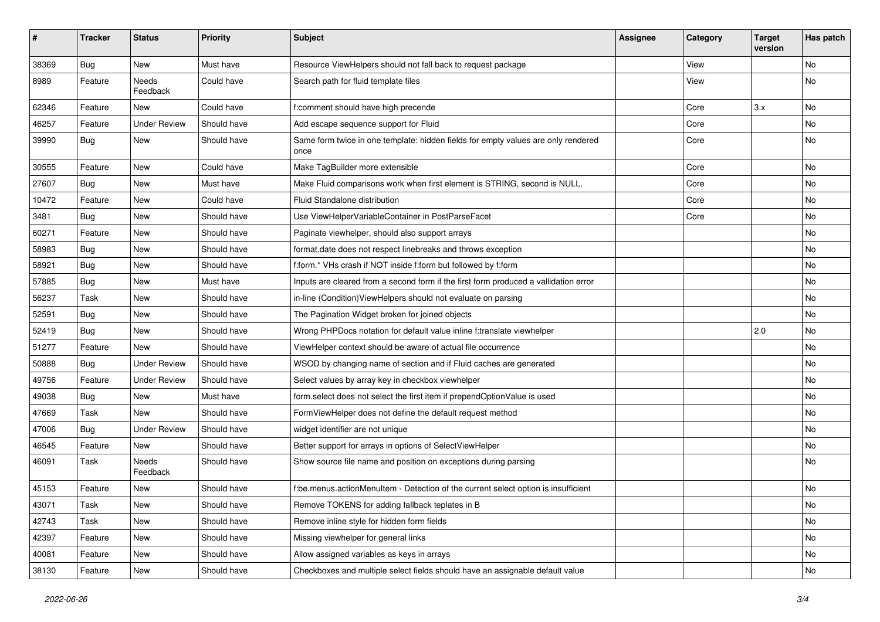| # | Tracker | Status | Priority | Subject | Assignee | Category | Target version | Has patch |
|---|---|---|---|---|---|---|---|---|
| 38369 | Bug | New | Must have | Resource ViewHelpers should not fall back to request package | | View | | No |
| 8989 | Feature | Needs Feedback | Could have | Search path for fluid template files | | View | | No |
| 62346 | Feature | New | Could have | f:comment should have high precende | | Core | 3.x | No |
| 46257 | Feature | Under Review | Should have | Add escape sequence support for Fluid | | Core | | No |
| 39990 | Bug | New | Should have | Same form twice in one template: hidden fields for empty values are only rendered once | | Core | | No |
| 30555 | Feature | New | Could have | Make TagBuilder more extensible | | Core | | No |
| 27607 | Bug | New | Must have | Make Fluid comparisons work when first element is STRING, second is NULL. | | Core | | No |
| 10472 | Feature | New | Could have | Fluid Standalone distribution | | Core | | No |
| 3481 | Bug | New | Should have | Use ViewHelperVariableContainer in PostParseFacet | | Core | | No |
| 60271 | Feature | New | Should have | Paginate viewhelper, should also support arrays | | | | No |
| 58983 | Bug | New | Should have | format.date does not respect linebreaks and throws exception | | | | No |
| 58921 | Bug | New | Should have | f:form.* VHs crash if NOT inside f:form but followed by f:form | | | | No |
| 57885 | Bug | New | Must have | Inputs are cleared from a second form if the first form produced a vallidation error | | | | No |
| 56237 | Task | New | Should have | in-line (Condition)ViewHelpers should not evaluate on parsing | | | | No |
| 52591 | Bug | New | Should have | The Pagination Widget broken for joined objects | | | | No |
| 52419 | Bug | New | Should have | Wrong PHPDocs notation for default value inline f:translate viewhelper | | | 2.0 | No |
| 51277 | Feature | New | Should have | ViewHelper context should be aware of actual file occurrence | | | | No |
| 50888 | Bug | Under Review | Should have | WSOD by changing name of section and if Fluid caches are generated | | | | No |
| 49756 | Feature | Under Review | Should have | Select values by array key in checkbox viewhelper | | | | No |
| 49038 | Bug | New | Must have | form.select does not select the first item if prependOptionValue is used | | | | No |
| 47669 | Task | New | Should have | FormViewHelper does not define the default request method | | | | No |
| 47006 | Bug | Under Review | Should have | widget identifier are not unique | | | | No |
| 46545 | Feature | New | Should have | Better support for arrays in options of SelectViewHelper | | | | No |
| 46091 | Task | Needs Feedback | Should have | Show source file name and position on exceptions during parsing | | | | No |
| 45153 | Feature | New | Should have | f:be.menus.actionMenuItem - Detection of the current select option is insufficient | | | | No |
| 43071 | Task | New | Should have | Remove TOKENS for adding fallback teplates in B | | | | No |
| 42743 | Task | New | Should have | Remove inline style for hidden form fields | | | | No |
| 42397 | Feature | New | Should have | Missing viewhelper for general links | | | | No |
| 40081 | Feature | New | Should have | Allow assigned variables as keys in arrays | | | | No |
| 38130 | Feature | New | Should have | Checkboxes and multiple select fields should have an assignable default value | | | | No |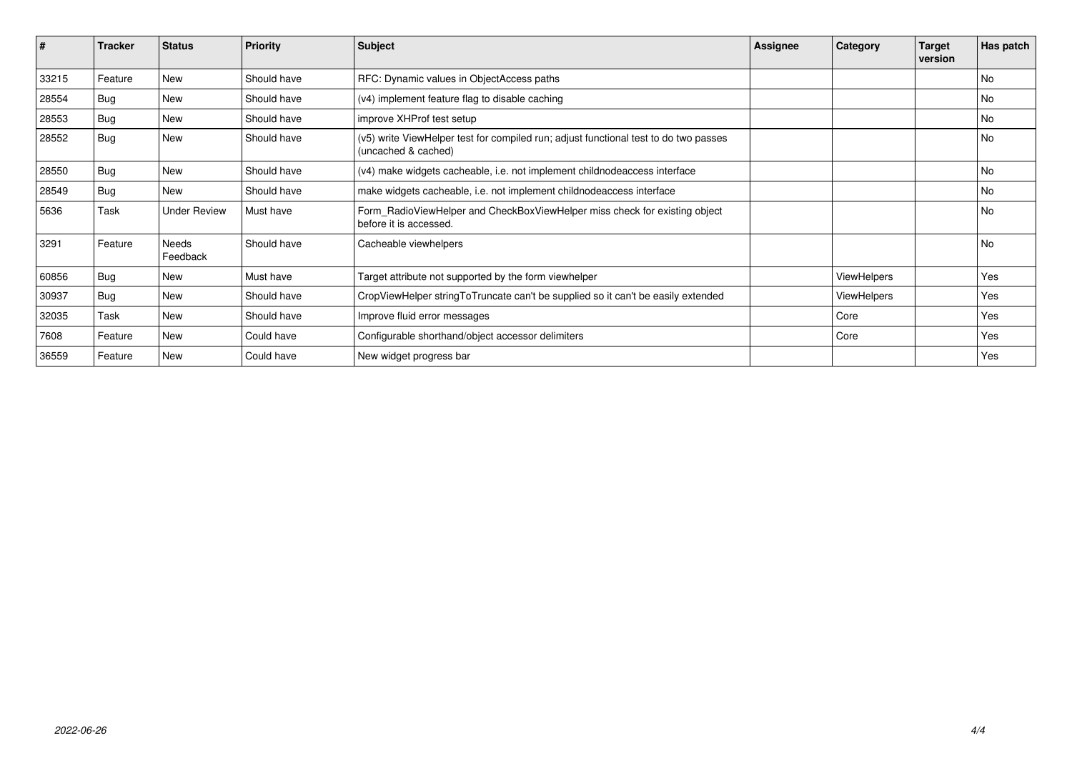| # | Tracker | Status | Priority | Subject | Assignee | Category | Target version | Has patch |
|---|---|---|---|---|---|---|---|---|
| 33215 | Feature | New | Should have | RFC: Dynamic values in ObjectAccess paths | | | | No |
| 28554 | Bug | New | Should have | (v4) implement feature flag to disable caching | | | | No |
| 28553 | Bug | New | Should have | improve XHProf test setup | | | | No |
| 28552 | Bug | New | Should have | (v5) write ViewHelper test for compiled run; adjust functional test to do two passes (uncached & cached) | | | | No |
| 28550 | Bug | New | Should have | (v4) make widgets cacheable, i.e. not implement childnodeaccess interface | | | | No |
| 28549 | Bug | New | Should have | make widgets cacheable, i.e. not implement childnodeaccess interface | | | | No |
| 5636 | Task | Under Review | Must have | Form_RadioViewHelper and CheckBoxViewHelper miss check for existing object before it is accessed. | | | | No |
| 3291 | Feature | Needs Feedback | Should have | Cacheable viewhelpers | | | | No |
| 60856 | Bug | New | Must have | Target attribute not supported by the form viewhelper | | ViewHelpers | | Yes |
| 30937 | Bug | New | Should have | CropViewHelper stringToTruncate can't be supplied so it can't be easily extended | | ViewHelpers | | Yes |
| 32035 | Task | New | Should have | Improve fluid error messages | | Core | | Yes |
| 7608 | Feature | New | Could have | Configurable shorthand/object accessor delimiters | | Core | | Yes |
| 36559 | Feature | New | Could have | New widget progress bar | | | | Yes |

*2022-06-26*